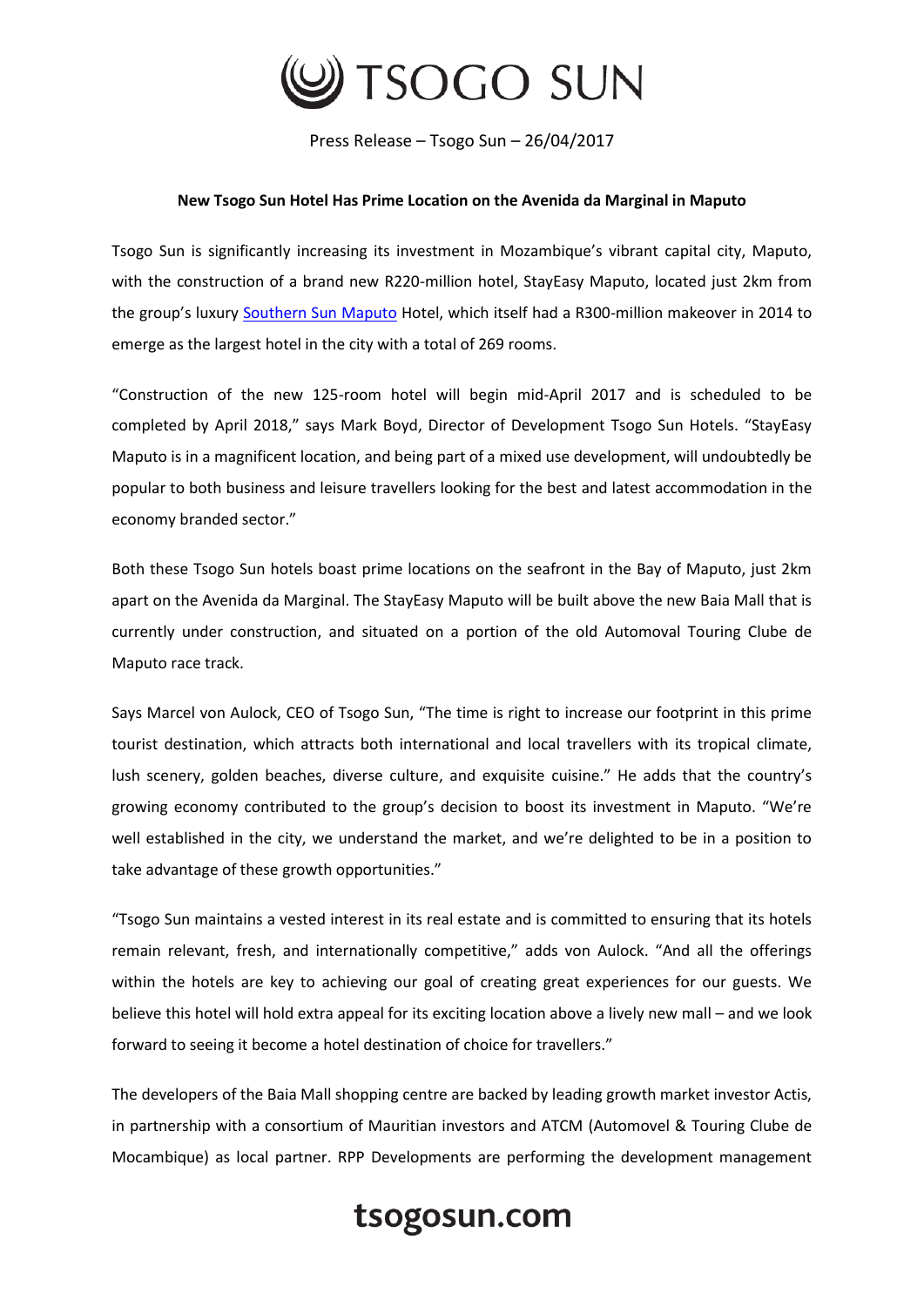Press Release – Tsogo Sun – 26/04/2017

**New Tsogo Sun Hotel Has Prime Location on the Avenida da Marginal in Maputo**

Tsogo Sun is significantly increasing its investment in Mozambique's vibrant capital city, Maputo, with the construction of a brand new R220-million hotel, StayEasy Maputo, located just 2km from the group's luxury Southern Sun Maputo Hotel, which itself had a R300-million makeover in 2014 to emerge as the largest hotel in the city with a total of 269 rooms.

"Construction of the new 125-room hotel will begin mid-April 2017 and is scheduled to be completed by April 2018," says Mark Boyd, Director of Development Tsogo Sun Hotels. "StayEasy Maputo is in a magnificent location, and being part of a mixed use development, will undoubtedly be popular to both business and leisure travellers looking for the best and latest accommodation in the economy branded sector."

Both these Tsogo Sun hotels boast prime locations on the seafront in the Bay of Maputo, just 2km apart on the Avenida da Marginal. The StayEasy Maputo will be built above the new Baia Mall that is currently under construction, and situated on a portion of the old Automoval Touring Clube de Maputo race track.

Says Marcel von Aulock, CEO of Tsogo Sun, "The time is right to increase our footprint in this prime tourist destination, which attracts both international and local travellers with its tropical climate, lush scenery, golden beaches, diverse culture, and exquisite cuisine." He adds that the country's growing economy contributed to the group's decision to boost its investment in Maputo. "We're well established in the city, we understand the market, and we're delighted to be in a position to take advantage of these growth opportunities."

"Tsogo Sun maintains a vested interest in its real estate and is committed to ensuring that its hotels remain relevant, fresh, and internationally competitive," adds von Aulock. "And all the offerings within the hotels are key to achieving our goal of creating great experiences for our guests. We believe this hotel will hold extra appeal for its exciting location above a lively new mall – and we look forward to seeing it become a hotel destination of choice for travellers."

The developers of the Baia Mall shopping centre are backed by leading growth market investor Actis, in partnership with a consortium of Mauritian investors and ATCM (Automovel & Touring Clube de Mocambique) as local partner. RPP Developments are performing the development management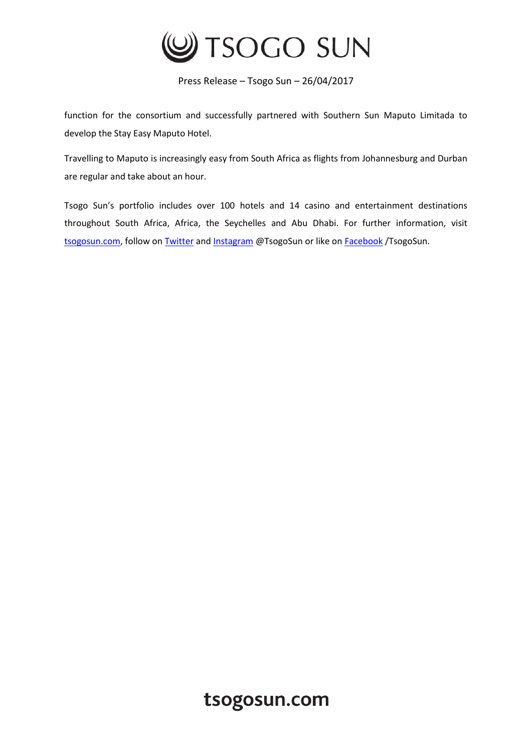function for the consortium and successfully partnered with Southern Sun Maputo Limitada to develop the Stay Easy Maputo Hotel.

Travelling to Maputo is increasingly easy from South Africa as flights from Johannesburg and Durban are regular and take about an hour.

Tsogo Sun's portfolio includes over 100 hotels and 14 casino and entertainment destinations throughout South Africa, Africa, the Seychelles and Abu Dhabi. For further information, visit tsogosun.com, follow on Twitter and Instagram @TsogoSun or like on Facebook /TsogoSun.